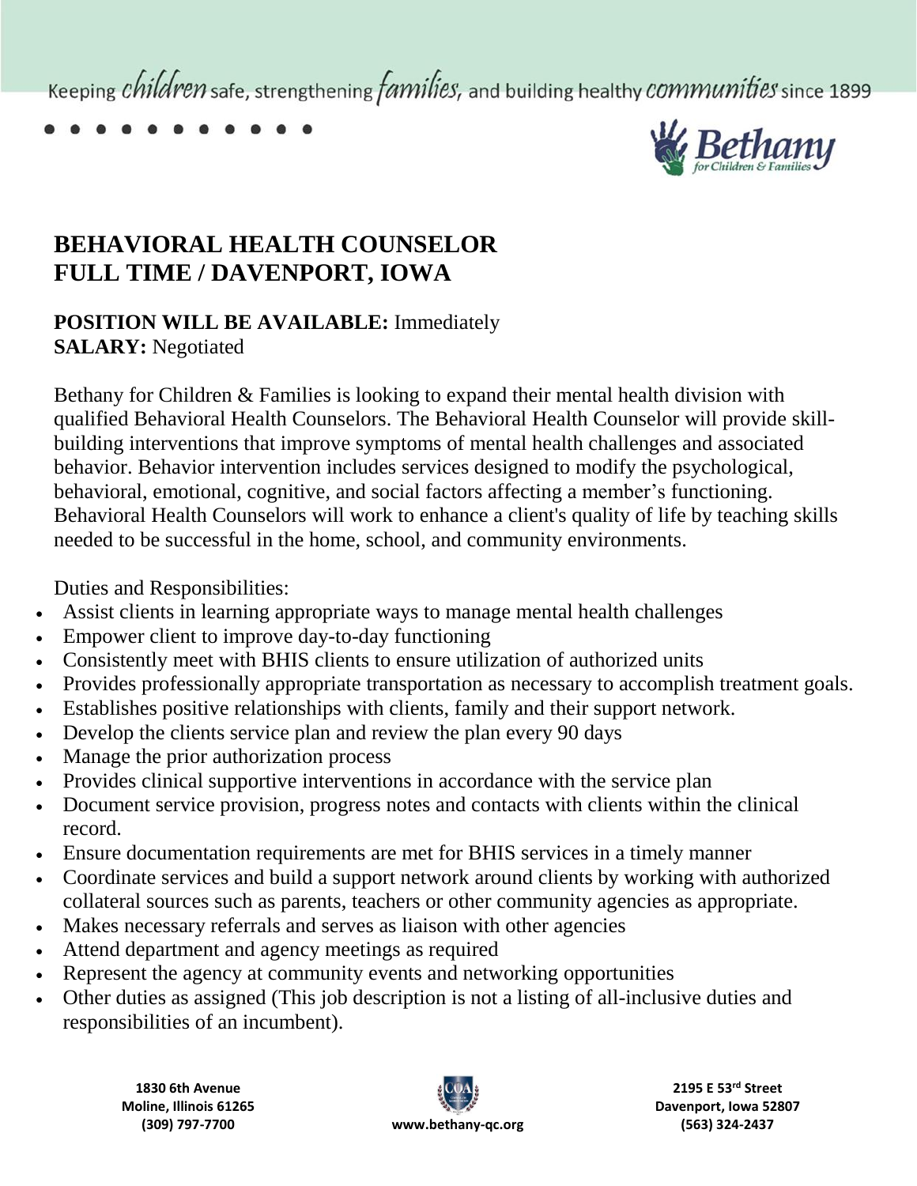Keeping *children* safe, strengthening *families*, and building healthy *communities* since 1899

# BEHAVIORAL HEALTH COUNSELOR
# FULL TIME / DAVENPORT, IOWA

**POSITION WILL BE AVAILABLE:** Immediately
**SALARY:** Negotiated

Bethany for Children & Families is looking to expand their mental health division with qualified Behavioral Health Counselors. The Behavioral Health Counselor will provide skill-building interventions that improve symptoms of mental health challenges and associated behavior. Behavior intervention includes services designed to modify the psychological, behavioral, emotional, cognitive, and social factors affecting a member's functioning. Behavioral Health Counselors will work to enhance a client's quality of life by teaching skills needed to be successful in the home, school, and community environments.

Duties and Responsibilities:

- Assist clients in learning appropriate ways to manage mental health challenges
- Empower client to improve day-to-day functioning
- Consistently meet with BHIS clients to ensure utilization of authorized units
- Provides professionally appropriate transportation as necessary to accomplish treatment goals.
- Establishes positive relationships with clients, family and their support network.
- Develop the clients service plan and review the plan every 90 days
- Manage the prior authorization process
- Provides clinical supportive interventions in accordance with the service plan
- Document service provision, progress notes and contacts with clients within the clinical record.
- Ensure documentation requirements are met for BHIS services in a timely manner
- Coordinate services and build a support network around clients by working with authorized collateral sources such as parents, teachers or other community agencies as appropriate.
- Makes necessary referrals and serves as liaison with other agencies
- Attend department and agency meetings as required
- Represent the agency at community events and networking opportunities
- Other duties as assigned (This job description is not a listing of all-inclusive duties and responsibilities of an incumbent).

**1830 6th Avenue**
**Moline, Illinois 61265**
**(309) 797-7700**

**www.bethany-qc.org**

**2195 E 53rd Street**
**Davenport, Iowa 52807**
**(563) 324-2437**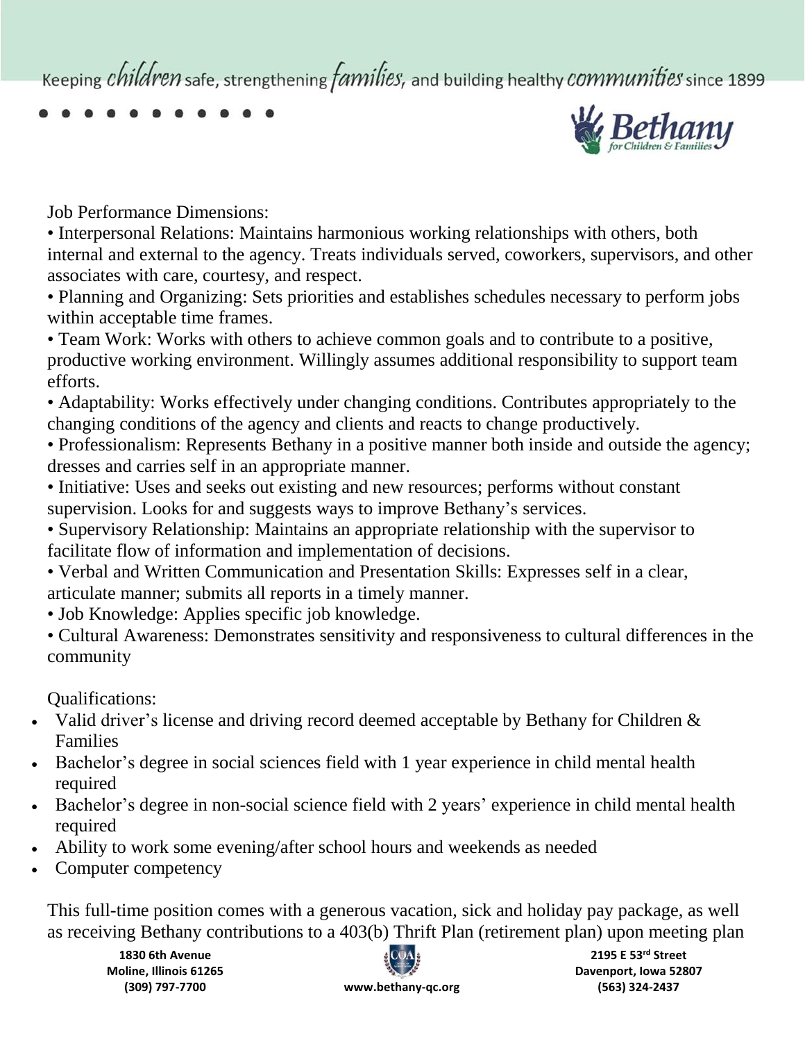Job Performance Dimensions:

• Interpersonal Relations: Maintains harmonious working relationships with others, both internal and external to the agency. Treats individuals served, coworkers, supervisors, and other associates with care, courtesy, and respect.

• Planning and Organizing: Sets priorities and establishes schedules necessary to perform jobs within acceptable time frames.

• Team Work: Works with others to achieve common goals and to contribute to a positive, productive working environment. Willingly assumes additional responsibility to support team efforts.

• Adaptability: Works effectively under changing conditions. Contributes appropriately to the changing conditions of the agency and clients and reacts to change productively.

• Professionalism: Represents Bethany in a positive manner both inside and outside the agency; dresses and carries self in an appropriate manner.

• Initiative: Uses and seeks out existing and new resources; performs without constant supervision. Looks for and suggests ways to improve Bethany's services.

• Supervisory Relationship: Maintains an appropriate relationship with the supervisor to facilitate flow of information and implementation of decisions.

• Verbal and Written Communication and Presentation Skills: Expresses self in a clear, articulate manner; submits all reports in a timely manner.

• Job Knowledge: Applies specific job knowledge.

• Cultural Awareness: Demonstrates sensitivity and responsiveness to cultural differences in the community

Qualifications:

- Valid driver's license and driving record deemed acceptable by Bethany for Children & Families
- Bachelor's degree in social sciences field with 1 year experience in child mental health required
- Bachelor's degree in non-social science field with 2 years' experience in child mental health required
- Ability to work some evening/after school hours and weekends as needed
- Computer competency

This full-time position comes with a generous vacation, sick and holiday pay package, as well as receiving Bethany contributions to a 403(b) Thrift Plan (retirement plan) upon meeting plan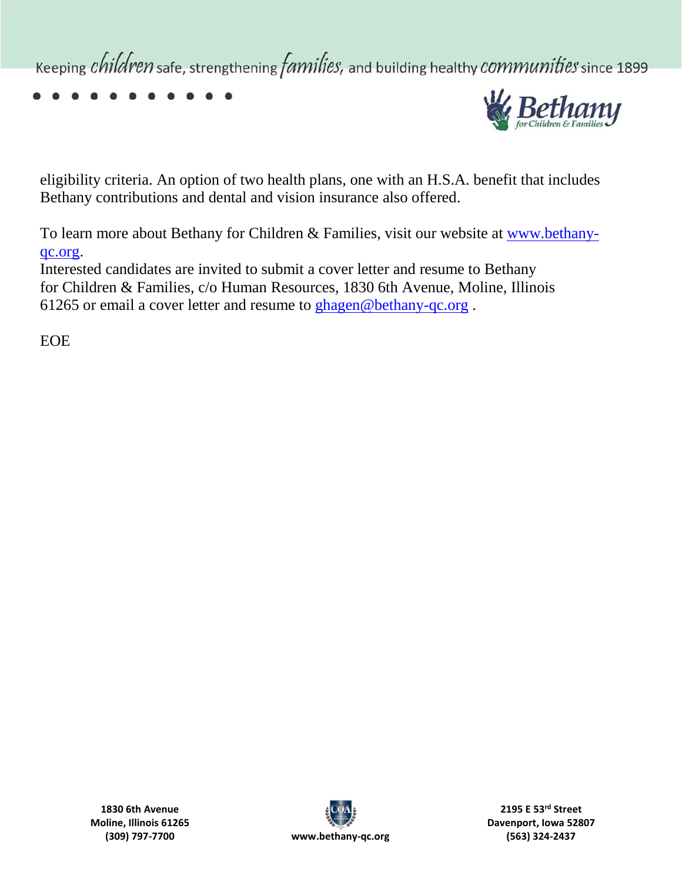eligibility criteria. An option of two health plans, one with an H.S.A. benefit that includes Bethany contributions and dental and vision insurance also offered.

To learn more about Bethany for Children & Families, visit our website at www.bethany-qc.org.
Interested candidates are invited to submit a cover letter and resume to Bethany for Children & Families, c/o Human Resources, 1830 6th Avenue, Moline, Illinois 61265 or email a cover letter and resume to ghagen@bethany-qc.org .

EOE